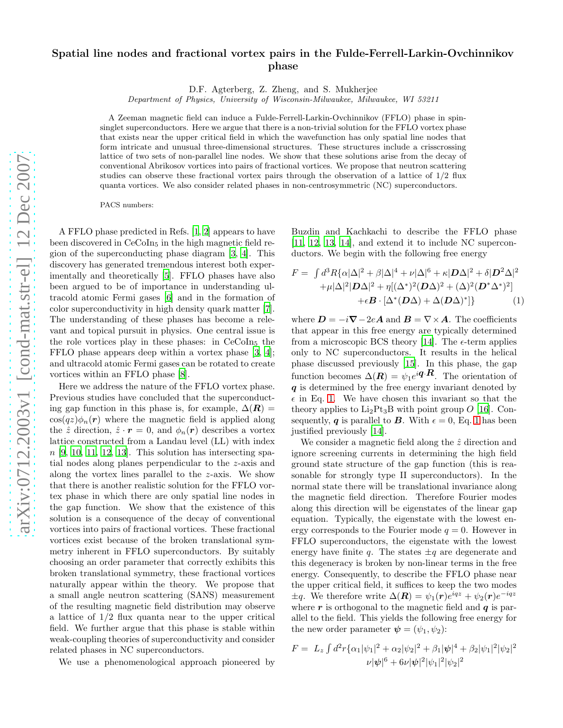# Spatial line nodes and fractional vortex pairs in the Fulde-Ferrell-Larkin-Ovchinnikov phase

D.F. Agterberg, Z. Zheng, and S. Mukherjee

*Department of Physics, University of Wisconsin-Milwaukee, Milwaukee, WI 53211*

A Zeeman magnetic field can induce a Fulde-Ferrell-Larkin-Ovchinnikov (FFLO) phase in spin-singlet superconductors. Here we argue that there is a non-trivial solution for the FFLO vortex phase that exists near the upper critical field in which the wavefunction has only spatial line nodes that form intricate and unusual three-dimensional structures. These structures include a crisscrossing lattice of two sets of non-parallel line nodes. We show that these solutions arise from the decay of conventional Abrikosov vortices into pairs of fractional vortices. We propose that neutron scattering studies can observe these fractional vortex pairs through the observation of a lattice of 1/2 flux quanta vortices. We also consider related phases in non-centrosymmetric (NC) superconductors.

PACS numbers:

A FFLO phase predicted in Refs. [1, 2] appears to have been discovered in $CeCoIn_5$ in the high magnetic field region of the superconducting phase diagram [3, 4]. This discovery has generated tremendous interest both experimentally and theoretically [5]. FFLO phases have also been argued to be of importance in understanding ultracold atomic Fermi gases [6] and in the formation of color superconductivity in high density quark matter [7]. The understanding of these phases has become a relevant and topical pursuit in physics. One central issue is the role vortices play in these phases: in $CeCoIn_5$ the FFLO phase appears deep within a vortex phase [3, 4]; and ultracold atomic Fermi gases can be rotated to create vortices within an FFLO phase [8].

Here we address the nature of the FFLO vortex phase. Previous studies have concluded that the superconducting gap function in this phase is, for example, $\Delta(\boldsymbol{R}) = \cos(qz)\phi_n(\boldsymbol{r})$ where the magnetic field is applied along the $\hat{z}$ direction, $\hat{z}\cdot\boldsymbol{r} = 0$, and $\phi_n(\boldsymbol{r})$ describes a vortex lattice constructed from a Landau level (LL) with index $n$ [9, 10, 11, 12, 13]. This solution has intersecting spatial nodes along planes perpendicular to the $z$-axis and along the vortex lines parallel to the $z$-axis. We show that there is another realistic solution for the FFLO vortex phase in which there are only spatial line nodes in the gap function. We show that the existence of this solution is a consequence of the decay of conventional vortices into pairs of fractional vortices. These fractional vortices exist because of the broken translational symmetry inherent in FFLO superconductors. By suitably choosing an order parameter that correctly exhibits this broken translational symmetry, these fractional vortices naturally appear within the theory. We propose that a small angle neutron scattering (SANS) measurement of the resulting magnetic field distribution may observe a lattice of 1/2 flux quanta near to the upper critical field. We further argue that this phase is stable within weak-coupling theories of superconductivity and consider related phases in NC superconductors.

We use a phenomenological approach pioneered by Buzdin and Kachkachi to describe the FFLO phase [11, 12, 13, 14], and extend it to include NC superconductors. We begin with the following free energy

$$
\begin{aligned}
F = \int d^3R\{&\alpha|\Delta|^2 + \beta|\Delta|^4 + \nu|\Delta|^6 + \kappa|\boldsymbol{D}\Delta|^2 + \delta|\boldsymbol{D}^2\Delta|^2 \\
&+\mu|\Delta|^2|\boldsymbol{D}\Delta|^2 + \eta[(\Delta^*)^2(\boldsymbol{D}\Delta)^2 + (\Delta)^2(\boldsymbol{D}^*\Delta^*)^2] \\
&+\epsilon\boldsymbol{B}\cdot[\Delta^*(\boldsymbol{D}\Delta) + \Delta(\boldsymbol{D}\Delta)^*]\} \qquad (1)
\end{aligned}
$$

where $\boldsymbol{D} = -i\boldsymbol{\nabla} - 2e\boldsymbol{A}$ and $\boldsymbol{B} = \nabla\times\boldsymbol{A}$. The coefficients that appear in this free energy are typically determined from a microscopic BCS theory [14]. The $\epsilon$-term applies only to NC superconductors. It results in the helical phase discussed previously [15]. In this phase, the gap function becomes $\Delta(\boldsymbol{R}) = \psi_1 e^{i\boldsymbol{q}\cdot\boldsymbol{R}}$. The orientation of $\boldsymbol{q}$ is determined by the free energy invariant denoted by $\epsilon$ in Eq. 1. We have chosen this invariant so that the theory applies to $Li_2Pt_3B$ with point group $O$ [16]. Consequently, $\boldsymbol{q}$ is parallel to $\boldsymbol{B}$. With $\epsilon = 0$, Eq. 1 has been justified previously [14].

We consider a magnetic field along the $\hat{z}$ direction and ignore screening currents in determining the high field ground state structure of the gap function (this is reasonable for strongly type II superconductors). In the normal state there will be translational invariance along the magnetic field direction. Therefore Fourier modes along this direction will be eigenstates of the linear gap equation. Typically, the eigenstate with the lowest energy corresponds to the Fourier mode $q = 0$. However in FFLO superconductors, the eigenstate with the lowest energy have finite $q$. The states $\pm q$ are degenerate and this degeneracy is broken by non-linear terms in the free energy. Consequently, to describe the FFLO phase near the upper critical field, it suffices to keep the two modes $\pm q$. We therefore write $\Delta(\boldsymbol{R}) = \psi_1(\boldsymbol{r})e^{iqz} + \psi_2(\boldsymbol{r})e^{-iqz}$ where $\boldsymbol{r}$ is orthogonal to the magnetic field and $\boldsymbol{q}$ is parallel to the field. This yields the following free energy for the new order parameter $\boldsymbol{\psi} = (\psi_1, \psi_2)$:

$$
\begin{aligned}
F = L_z\int d^2r\{&\alpha_1|\psi_1|^2 + \alpha_2|\psi_2|^2 + \beta_1|\boldsymbol{\psi}|^4 + \beta_2|\psi_1|^2|\psi_2|^2 \\
&\nu|\boldsymbol{\psi}|^6 + 6\nu|\boldsymbol{\psi}|^2|\psi_1|^2|\psi_2|^2
\end{aligned}
$$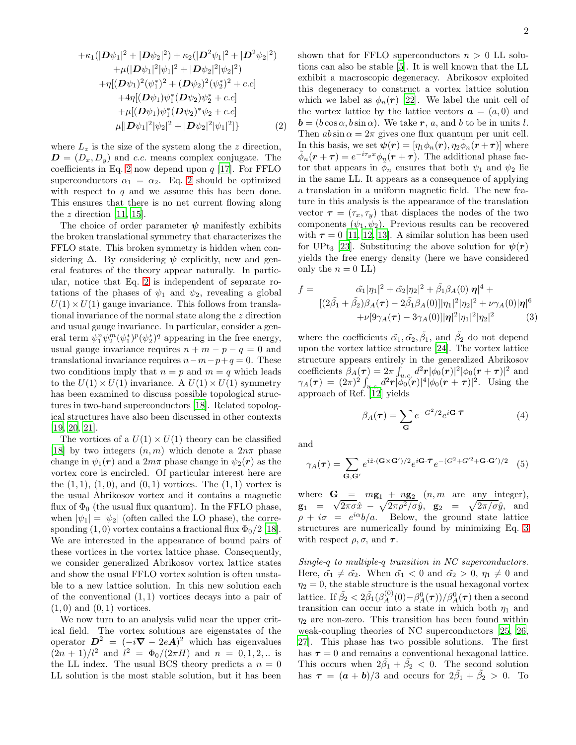$$
\begin{aligned}
&+\kappa_1(|\boldsymbol{D}\psi_1|^2+|\boldsymbol{D}\psi_2|^2)+\kappa_2(|\boldsymbol{D}^2\psi_1|^2+|\boldsymbol{D}^2\psi_2|^2)\\
&+\mu(|\boldsymbol{D}\psi_1|^2|\psi_1|^2+|\boldsymbol{D}\psi_2|^2|\psi_2|^2)\\
&+\eta[(\boldsymbol{D}\psi_1)^2(\psi_1^*)^2+(\boldsymbol{D}\psi_2)^2(\psi_2^*)^2+c.c]\\
&+4\eta[(\boldsymbol{D}\psi_1)\psi_1^*(\boldsymbol{D}\psi_2)\psi_2^*+c.c]\\
&+\mu[(\boldsymbol{D}\psi_1)\psi_1^*(\boldsymbol{D}\psi_2)^*\psi_2+c.c]\\
&\mu[|\boldsymbol{D}\psi_1|^2|\psi_2|^2+|\boldsymbol{D}\psi_2|^2|\psi_1|^2]\}
\end{aligned}
\tag{2}
$$

where $L_z$ is the size of the system along the $z$ direction, $\boldsymbol{D}=(D_x,D_y)$ and *c.c.* means complex conjugate. The coefficients in Eq. 2 now depend upon $q$ [17]. For FFLO superconductors $\alpha_1=\alpha_2$. Eq. 2 should be optimized with respect to $q$ and we assume this has been done. This ensures that there is no net current flowing along the $z$ direction [11, 15].

The choice of order parameter $\boldsymbol{\psi}$ manifestly exhibits the broken translational symmetry that characterizes the FFLO state. This broken symmetry is hidden when considering $\Delta$. By considering $\boldsymbol{\psi}$ explicitly, new and general features of the theory appear naturally. In particular, notice that Eq. 2 is independent of separate rotations of the phases of $\psi_1$ and $\psi_2$, revealing a global $U(1)\times U(1)$ gauge invariance. This follows from translational invariance of the normal state along the $z$ direction and usual gauge invariance. In particular, consider a general term $\psi_1^n\psi_2^m(\psi_1^*)^p(\psi_2^*)^q$ appearing in the free energy, usual gauge invariance requires $n+m-p-q=0$ and translational invariance requires $n-m-p+q=0$. These two conditions imply that $n=p$ and $m=q$ which leads to the $U(1)\times U(1)$ invariance. A $U(1)\times U(1)$ symmetry has been examined to discuss possible topological structures in two-band superconductors [18]. Related topological structures have also been discussed in other contexts [19, 20, 21].

The vortices of a $U(1)\times U(1)$ theory can be classified [18] by two integers $(n,m)$ which denote a $2n\pi$ phase change in $\psi_1(\boldsymbol{r})$ and a $2m\pi$ phase change in $\psi_2(\boldsymbol{r})$ as the vortex core is encircled. Of particular interest here are the $(1,1)$, $(1,0)$, and $(0,1)$ vortices. The $(1,1)$ vortex is the usual Abrikosov vortex and it contains a magnetic flux of $\Phi_0$ (the usual flux quantum). In the FFLO phase, when $|\psi_1|=|\psi_2|$ (often called the LO phase), the corresponding $(1,0)$ vortex contains a fractional flux $\Phi_0/2$ [18]. We are interested in the appearance of bound pairs of these vortices in the vortex lattice phase. Consequently, we consider generalized Abrikosov vortex lattice states and show the usual FFLO vortex solution is often unstable to a new lattice solution. In this new solution each of the conventional $(1,1)$ vortices decays into a pair of $(1,0)$ and $(0,1)$ vortices.

We now turn to an analysis valid near the upper critical field. The vortex solutions are eigenstates of the operator $\boldsymbol{D}^2=(-i\boldsymbol{\nabla}-2e\boldsymbol{A})^2$ which has eigenvalues $(2n+1)/l^2$ and $l^2=\Phi_0/(2\pi H)$ and $n=0,1,2,..$ is the LL index. The usual BCS theory predicts a $n=0$ LL solution is the most stable solution, but it has been shown that for FFLO superconductors $n>0$ LL solutions can also be stable [5]. It is well known that the LL exhibit a macroscopic degeneracy. Abrikosov exploited this degeneracy to construct a vortex lattice solution which we label as $\phi_n(\boldsymbol{r})$ [22]. We label the unit cell of the vortex lattice by the lattice vectors $\boldsymbol{a}=(a,0)$ and $\boldsymbol{b}=(b\cos\alpha,b\sin\alpha)$. We take $\boldsymbol{r}$, $a$, and $b$ to be in units $l$. Then $ab\sin\alpha=2\pi$ gives one flux quantum per unit cell. In this basis, we set $\boldsymbol{\psi}(\boldsymbol{r})=[\eta_1\phi_n(\boldsymbol{r}),\eta_2\tilde{\phi}_n(\boldsymbol{r}+\boldsymbol{\tau})]$ where $\tilde{\phi}_n(\boldsymbol{r}+\boldsymbol{\tau})=e^{-i\tau_y x}\phi_n(\boldsymbol{r}+\boldsymbol{\tau})$. The additional phase factor that appears in $\tilde{\phi}_n$ ensures that both $\psi_1$ and $\psi_2$ lie in the same LL. It appears as a consequence of applying a translation in a uniform magnetic field. The new feature in this analysis is the appearance of the translation vector $\boldsymbol{\tau}=(\tau_x,\tau_y)$ that displaces the nodes of the two components $(\psi_1,\psi_2)$. Previous results can be recovered with $\boldsymbol{\tau}=0$ [11, 12, 13]. A similar solution has been used for $UPt_3$ [23]. Substituting the above solution for $\boldsymbol{\psi}(\boldsymbol{r})$ yields the free energy density (here we have considered only the $n=0$ LL)

$$
\begin{aligned}
f=\;&\tilde{\alpha_1}|\eta_1|^2+\tilde{\alpha_2}|\eta_2|^2+\tilde{\beta_1}\beta_A(0)|\boldsymbol{\eta}|^4+\\
&[(2\tilde{\beta_1}+\tilde{\beta_2})\beta_A(\boldsymbol{\tau})-2\tilde{\beta_1}\beta_A(0)]|\eta_1|^2|\eta_2|^2+\nu\gamma_A(0)|\boldsymbol{\eta}|^6\\
&+\nu[9\gamma_A(\boldsymbol{\tau})-3\gamma_A(0)]|\boldsymbol{\eta}|^2|\eta_1|^2|\eta_2|^2
\end{aligned}
\tag{3}
$$

where the coefficients $\tilde{\alpha_1},\tilde{\alpha_2},\tilde{\beta_1}$, and $\tilde{\beta_2}$ do not depend upon the vortex lattice structure [24]. The vortex lattice structure appears entirely in the generalized Abrikosov coefficients $\beta_A(\boldsymbol{\tau})=2\pi\int_{u.c.}d^2\boldsymbol{r}|\phi_0(\boldsymbol{r})|^2|\phi_0(\boldsymbol{r}+\boldsymbol{\tau})|^2$ and $\gamma_A(\boldsymbol{\tau})=(2\pi)^2\int_{u.c.}d^2\boldsymbol{r}|\phi_0(\boldsymbol{r})|^4|\phi_0(\boldsymbol{r}+\boldsymbol{\tau})|^2$. Using the approach of Ref. [12] yields

$$
\beta_A(\boldsymbol{\tau})=\sum_{\mathbf{G}}e^{-G^2/2}e^{i\mathbf{G}\cdot\boldsymbol{\tau}}
\tag{4}
$$

and

$$
\gamma_A(\boldsymbol{\tau})=\sum_{\mathbf{G},\mathbf{G}'}e^{i\hat{z}\cdot(\mathbf{G}\times\mathbf{G}')/2}e^{i\mathbf{G}\cdot\boldsymbol{\tau}}e^{-(G^2+G'^2+\mathbf{G}\cdot\mathbf{G}')/2}
\tag{5}
$$

where $\mathbf{G}=m\mathbf{g}_1+n\mathbf{g}_2$ ($n,m$ are any integer), $\mathbf{g}_1=\sqrt{2\pi\sigma}\hat{x}-\sqrt{2\pi\rho^2/\sigma}\hat{y}$, $\mathbf{g}_2=\sqrt{2\pi/\sigma}\hat{y}$, and $\rho+i\sigma=e^{i\alpha}b/a$. Below, the ground state lattice structures are numerically found by minimizing Eq. 3 with respect to $\rho,\sigma$, and $\boldsymbol{\tau}$.

*Single-q to multiple-q transition in NC superconductors.* Here, $\tilde{\alpha_1}\neq\tilde{\alpha_2}$. When $\tilde{\alpha_1}<0$ and $\tilde{\alpha_2}>0$, $\eta_1\neq0$ and $\eta_2=0$, the stable structure is the usual hexagonal vortex lattice. If $\tilde{\beta_2}<2\tilde{\beta_1}(\beta_A^{(0)}(0)-\beta_A^0(\boldsymbol{\tau}))/\beta_A^0(\boldsymbol{\tau})$ then a second transition can occur into a state in which both $\eta_1$ and $\eta_2$ are non-zero. This transition has been found within weak-coupling theories of NC superconductors [25, 26, 27]. This phase has two possible solutions. The first has $\boldsymbol{\tau}=0$ and remains a conventional hexagonal lattice. This occurs when $2\tilde{\beta_1}+\tilde{\beta_2}<0$. The second solution has $\boldsymbol{\tau}=(\boldsymbol{a}+\boldsymbol{b})/3$ and occurs for $2\tilde{\beta_1}+\tilde{\beta_2}>0$. To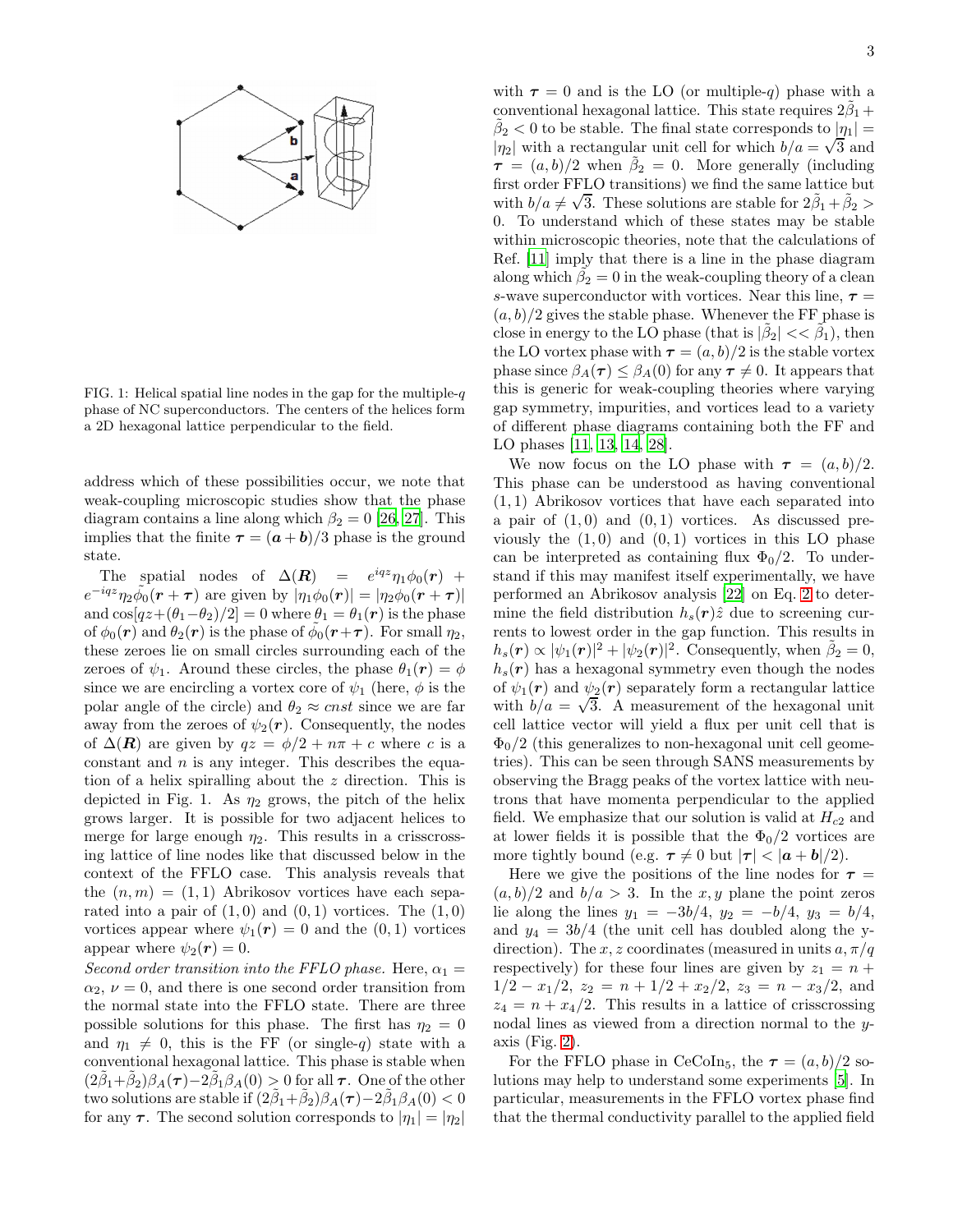FIG. 1: Helical spatial line nodes in the gap for the multiple-$q$ phase of NC superconductors. The centers of the helices form a 2D hexagonal lattice perpendicular to the field.

address which of these possibilities occur, we note that weak-coupling microscopic studies show that the phase diagram contains a line along which $\beta_2 = 0$ [26, 27]. This implies that the finite $\boldsymbol{\tau} = (\boldsymbol{a}+\boldsymbol{b})/3$ phase is the ground state.

The spatial nodes of $\Delta(\boldsymbol{R}) = e^{iqz}\eta_1\phi_0(\boldsymbol{r}) + e^{-iqz}\eta_2\tilde{\phi}_0(\boldsymbol{r}+\boldsymbol{\tau})$ are given by $|\eta_1\phi_0(\boldsymbol{r})| = |\eta_2\phi_0(\boldsymbol{r}+\boldsymbol{\tau})|$ and $\cos[qz+(\theta_1-\theta_2)/2] = 0$ where $\theta_1 = \theta_1(\boldsymbol{r})$ is the phase of $\phi_0(\boldsymbol{r})$ and $\theta_2(\boldsymbol{r})$ is the phase of $\tilde{\phi}_0(\boldsymbol{r}+\boldsymbol{\tau})$. For small $\eta_2$, these zeroes lie on small circles surrounding each of the zeroes of $\psi_1$. Around these circles, the phase $\theta_1(\boldsymbol{r}) = \phi$ since we are encircling a vortex core of $\psi_1$ (here, $\phi$ is the polar angle of the circle) and $\theta_2 \approx cnst$ since we are far away from the zeroes of $\psi_2(\boldsymbol{r})$. Consequently, the nodes of $\Delta(\boldsymbol{R})$ are given by $qz = \phi/2 + n\pi + c$ where $c$ is a constant and $n$ is any integer. This describes the equation of a helix spiralling about the $z$ direction. This is depicted in Fig. 1. As $\eta_2$ grows, the pitch of the helix grows larger. It is possible for two adjacent helices to merge for large enough $\eta_2$. This results in a crisscrossing lattice of line nodes like that discussed below in the context of the FFLO case. This analysis reveals that the $(n,m) = (1,1)$ Abrikosov vortices have each separated into a pair of $(1,0)$ and $(0,1)$ vortices. The $(1,0)$ vortices appear where $\psi_1(\boldsymbol{r}) = 0$ and the $(0,1)$ vortices appear where $\psi_2(\boldsymbol{r}) = 0$.

*Second order transition into the FFLO phase.* Here, $\alpha_1 = \alpha_2$, $\nu = 0$, and there is one second order transition from the normal state into the FFLO state. There are three possible solutions for this phase. The first has $\eta_2 = 0$ and $\eta_1 \neq 0$, this is the FF (or single-$q$) state with a conventional hexagonal lattice. This phase is stable when $(2\tilde{\beta}_1+\tilde{\beta}_2)\beta_A(\boldsymbol{\tau}) - 2\tilde{\beta}_1\beta_A(0) > 0$ for all $\boldsymbol{\tau}$. One of the other two solutions are stable if $(2\tilde{\beta}_1+\tilde{\beta}_2)\beta_A(\boldsymbol{\tau}) - 2\tilde{\beta}_1\beta_A(0) < 0$ for any $\boldsymbol{\tau}$. The second solution corresponds to $|\eta_1| = |\eta_2|$ with $\boldsymbol{\tau} = 0$ and is the LO (or multiple-$q$) phase with a conventional hexagonal lattice. This state requires $2\tilde{\beta}_1 + \tilde{\beta}_2 < 0$ to be stable. The final state corresponds to $|\eta_1| = |\eta_2|$ with a rectangular unit cell for which $b/a = \sqrt{3}$ and $\boldsymbol{\tau} = (a,b)/2$ when $\tilde{\beta}_2 = 0$. More generally (including first order FFLO transitions) we find the same lattice but with $b/a \neq \sqrt{3}$. These solutions are stable for $2\tilde{\beta}_1 + \tilde{\beta}_2 > 0$. To understand which of these states may be stable within microscopic theories, note that the calculations of Ref. [11] imply that there is a line in the phase diagram along which $\tilde{\beta}_2 = 0$ in the weak-coupling theory of a clean $s$-wave superconductor with vortices. Near this line, $\boldsymbol{\tau} = (a,b)/2$ gives the stable phase. Whenever the FF phase is close in energy to the LO phase (that is $|\tilde{\beta}_2| << \tilde{\beta}_1$), then the LO vortex phase with $\boldsymbol{\tau} = (a,b)/2$ is the stable vortex phase since $\beta_A(\boldsymbol{\tau}) \leq \beta_A(0)$ for any $\boldsymbol{\tau} \neq 0$. It appears that this is generic for weak-coupling theories where varying gap symmetry, impurities, and vortices lead to a variety of different phase diagrams containing both the FF and LO phases [11, 13, 14, 28].

We now focus on the LO phase with $\boldsymbol{\tau} = (a,b)/2$. This phase can be understood as having conventional $(1,1)$ Abrikosov vortices that have each separated into a pair of $(1,0)$ and $(0,1)$ vortices. As discussed previously the $(1,0)$ and $(0,1)$ vortices in this LO phase can be interpreted as containing flux $\Phi_0/2$. To understand if this may manifest itself experimentally, we have performed an Abrikosov analysis [22] on Eq. 2 to determine the field distribution $h_s(\boldsymbol{r})\hat{z}$ due to screening currents to lowest order in the gap function. This results in $h_s(\boldsymbol{r}) \propto |\psi_1(\boldsymbol{r})|^2 + |\psi_2(\boldsymbol{r})|^2$. Consequently, when $\tilde{\beta}_2 = 0$, $h_s(\boldsymbol{r})$ has a hexagonal symmetry even though the nodes of $\psi_1(\boldsymbol{r})$ and $\psi_2(\boldsymbol{r})$ separately form a rectangular lattice with $b/a = \sqrt{3}$. A measurement of the hexagonal unit cell lattice vector will yield a flux per unit cell that is $\Phi_0/2$ (this generalizes to non-hexagonal unit cell geometries). This can be seen through SANS measurements by observing the Bragg peaks of the vortex lattice with neutrons that have momenta perpendicular to the applied field. We emphasize that our solution is valid at $H_{c2}$ and at lower fields it is possible that the $\Phi_0/2$ vortices are more tightly bound (e.g. $\boldsymbol{\tau} \neq 0$ but $|\boldsymbol{\tau}| < |\boldsymbol{a}+\boldsymbol{b}|/2$).

Here we give the positions of the line nodes for $\boldsymbol{\tau} = (a,b)/2$ and $b/a > 3$. In the $x,y$ plane the point zeros lie along the lines $y_1 = -3b/4$, $y_2 = -b/4$, $y_3 = b/4$, and $y_4 = 3b/4$ (the unit cell has doubled along the y-direction). The $x,z$ coordinates (measured in units $a, \pi/q$ respectively) for these four lines are given by $z_1 = n + 1/2 - x_1/2$, $z_2 = n + 1/2 + x_2/2$, $z_3 = n - x_3/2$, and $z_4 = n + x_4/2$. This results in a lattice of crisscrossing nodal lines as viewed from a direction normal to the $y$-axis (Fig. 2).

For the FFLO phase in $CeCoIn_5$, the $\boldsymbol{\tau} = (a,b)/2$ solutions may help to understand some experiments [5]. In particular, measurements in the FFLO vortex phase find that the thermal conductivity parallel to the applied field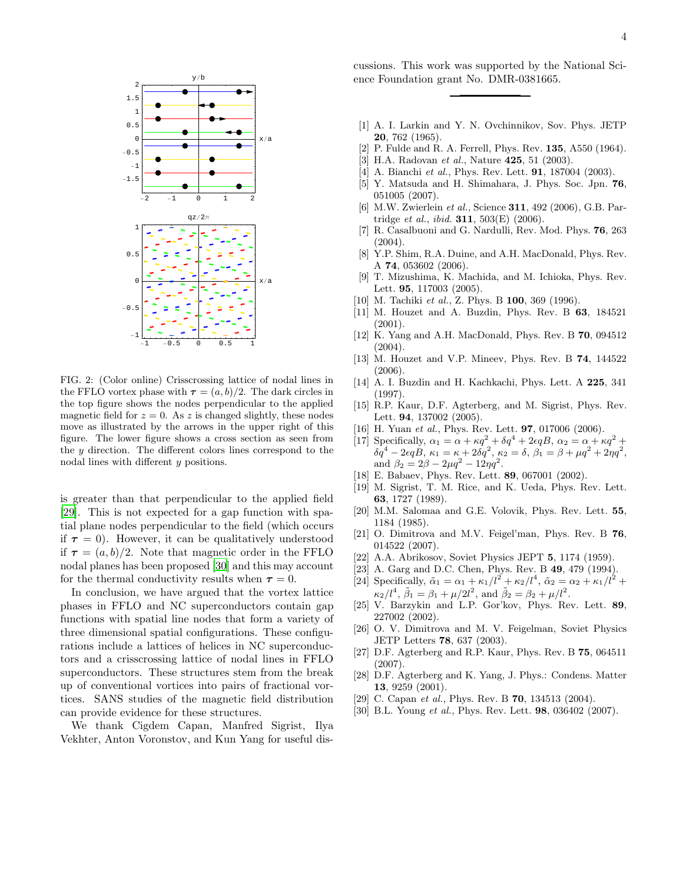y/b

2
1.5
1
0.5
0
−0.5
−1
−1.5

−2 −1 0 1 2

x/a

qz/2π

1
0.5
0
−0.5
−1

−1 −0.5 0 0.5 1

x/a

FIG. 2: (Color online) Crisscrossing lattice of nodal lines in the FFLO vortex phase with $\boldsymbol{\tau} = (a,b)/2$. The dark circles in the top figure shows the nodes perpendicular to the applied magnetic field for $z = 0$. As $z$ is changed slightly, these nodes move as illustrated by the arrows in the upper right of this figure. The lower figure shows a cross section as seen from the $y$ direction. The different colors lines correspond to the nodal lines with different $y$ positions.

is greater than that perpendicular to the applied field [29]. This is not expected for a gap function with spatial plane nodes perpendicular to the field (which occurs if $\boldsymbol{\tau} = 0$). However, it can be qualitatively understood if $\boldsymbol{\tau} = (a,b)/2$. Note that magnetic order in the FFLO nodal planes has been proposed [30] and this may account for the thermal conductivity results when $\boldsymbol{\tau} = 0$.

In conclusion, we have argued that the vortex lattice phases in FFLO and NC superconductors contain gap functions with spatial line nodes that form a variety of three dimensional spatial configurations. These configurations include a lattices of helices in NC superconductors and a crisscrossing lattice of nodal lines in FFLO superconductors. These structures stem from the break up of conventional vortices into pairs of fractional vortices. SANS studies of the magnetic field distribution can provide evidence for these structures.

We thank Cigdem Capan, Manfred Sigrist, Ilya Vekhter, Anton Voronstov, and Kun Yang for useful discussions. This work was supported by the National Science Foundation grant No. DMR-0381665.

---

[1] A. I. Larkin and Y. N. Ovchinnikov, Sov. Phys. JETP **20**, 762 (1965).
[2] P. Fulde and R. A. Ferrell, Phys. Rev. **135**, A550 (1964).
[3] H.A. Radovan *et al.*, Nature **425**, 51 (2003).
[4] A. Bianchi *et al.*, Phys. Rev. Lett. **91**, 187004 (2003).
[5] Y. Matsuda and H. Shimahara, J. Phys. Soc. Jpn. **76**, 051005 (2007).
[6] M.W. Zwierlein *et al.*, Science **311**, 492 (2006), G.B. Partridge *et al.*, *ibid.* **311**, 503(E) (2006).
[7] R. Casalbuoni and G. Nardulli, Rev. Mod. Phys. **76**, 263 (2004).
[8] Y.P. Shim, R.A. Duine, and A.H. MacDonald, Phys. Rev. A **74**, 053602 (2006).
[9] T. Mizushima, K. Machida, and M. Ichioka, Phys. Rev. Lett. **95**, 117003 (2005).
[10] M. Tachiki *et al.*, Z. Phys. B **100**, 369 (1996).
[11] M. Houzet and A. Buzdin, Phys. Rev. B **63**, 184521 (2001).
[12] K. Yang and A.H. MacDonald, Phys. Rev. B **70**, 094512 (2004).
[13] M. Houzet and V.P. Mineev, Phys. Rev. B **74**, 144522 (2006).
[14] A. I. Buzdin and H. Kachkachi, Phys. Lett. A **225**, 341 (1997).
[15] R.P. Kaur, D.F. Agterberg, and M. Sigrist, Phys. Rev. Lett. **94**, 137002 (2005).
[16] H. Yuan *et al.*, Phys. Rev. Lett. **97**, 017006 (2006).
[17] Specifically, $\alpha_1 = \alpha + \kappa q^2 + \delta q^4 + 2\epsilon qB$, $\alpha_2 = \alpha + \kappa q^2 + \delta q^4 - 2\epsilon qB$, $\kappa_1 = \kappa + 2\delta q^2$, $\kappa_2 = \delta$, $\beta_1 = \beta + \mu q^2 + 2\eta q^2$, and $\beta_2 = 2\beta - 2\mu q^2 - 12\eta q^2$.
[18] E. Babaev, Phys. Rev. Lett. **89**, 067001 (2002).
[19] M. Sigrist, T. M. Rice, and K. Ueda, Phys. Rev. Lett. **63**, 1727 (1989).
[20] M.M. Salomaa and G.E. Volovik, Phys. Rev. Lett. **55**, 1184 (1985).
[21] O. Dimitrova and M.V. Feigel'man, Phys. Rev. B **76**, 014522 (2007).
[22] A.A. Abrikosov, Soviet Physics JEPT **5**, 1174 (1959).
[23] A. Garg and D.C. Chen, Phys. Rev. B **49**, 479 (1994).
[24] Specifically, $\tilde{\alpha}_1 = \alpha_1 + \kappa_1/l^2 + \kappa_2/l^4$, $\tilde{\alpha}_2 = \alpha_2 + \kappa_1/l^2 + \kappa_2/l^4$, $\tilde{\beta}_1 = \beta_1 + \mu/2l^2$, and $\tilde{\beta}_2 = \beta_2 + \mu/l^2$.
[25] V. Barzykin and L.P. Gor'kov, Phys. Rev. Lett. **89**, 227002 (2002).
[26] O. V. Dimitrova and M. V. Feigelman, Soviet Physics JETP Letters **78**, 637 (2003).
[27] D.F. Agterberg and R.P. Kaur, Phys. Rev. B **75**, 064511 (2007).
[28] D.F. Agterberg and K. Yang, J. Phys.: Condens. Matter **13**, 9259 (2001).
[29] C. Capan *et al.*, Phys. Rev. B **70**, 134513 (2004).
[30] B.L. Young *et al.*, Phys. Rev. Lett. **98**, 036402 (2007).